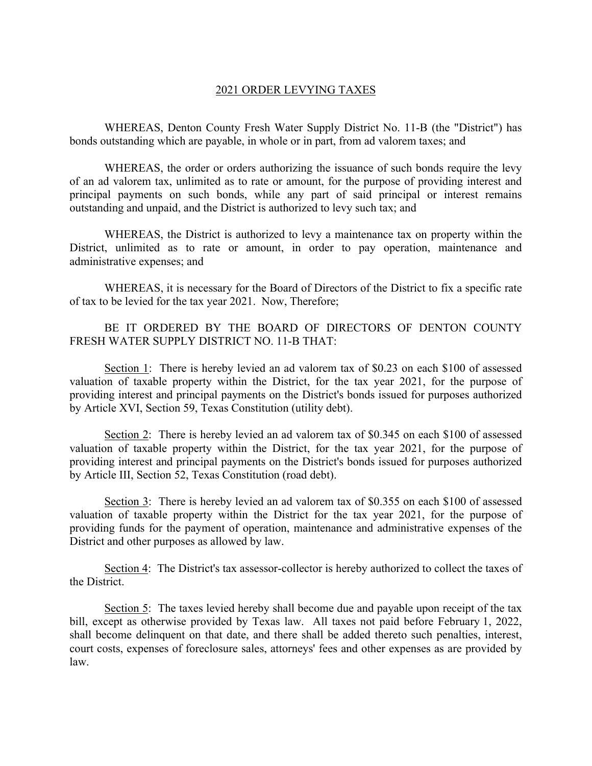# 2021 ORDER LEVYING TAXES

WHEREAS, Denton County Fresh Water Supply District No. 11-B (the "District") has bonds outstanding which are payable, in whole or in part, from ad valorem taxes; and

WHEREAS, the order or orders authorizing the issuance of such bonds require the levy of an ad valorem tax, unlimited as to rate or amount, for the purpose of providing interest and principal payments on such bonds, while any part of said principal or interest remains outstanding and unpaid, and the District is authorized to levy such tax; and

WHEREAS, the District is authorized to levy a maintenance tax on property within the District, unlimited as to rate or amount, in order to pay operation, maintenance and administrative expenses; and

WHEREAS, it is necessary for the Board of Directors of the District to fix a specific rate of tax to be levied for the tax year 2021. Now, Therefore;

BE IT ORDERED BY THE BOARD OF DIRECTORS OF DENTON COUNTY FRESH WATER SUPPLY DISTRICT NO. 11-B THAT:

Section 1: There is hereby levied an ad valorem tax of $0.23 on each $100 of assessed valuation of taxable property within the District, for the tax year 2021, for the purpose of providing interest and principal payments on the District's bonds issued for purposes authorized by Article XVI, Section 59, Texas Constitution (utility debt).

Section 2: There is hereby levied an ad valorem tax of $0.345 on each $100 of assessed valuation of taxable property within the District, for the tax year 2021, for the purpose of providing interest and principal payments on the District's bonds issued for purposes authorized by Article III, Section 52, Texas Constitution (road debt).

Section 3: There is hereby levied an ad valorem tax of $0.355 on each $100 of assessed valuation of taxable property within the District for the tax year 2021, for the purpose of providing funds for the payment of operation, maintenance and administrative expenses of the District and other purposes as allowed by law.

Section 4: The District's tax assessor-collector is hereby authorized to collect the taxes of the District.

Section 5: The taxes levied hereby shall become due and payable upon receipt of the tax bill, except as otherwise provided by Texas law. All taxes not paid before February 1, 2022, shall become delinquent on that date, and there shall be added thereto such penalties, interest, court costs, expenses of foreclosure sales, attorneys' fees and other expenses as are provided by law.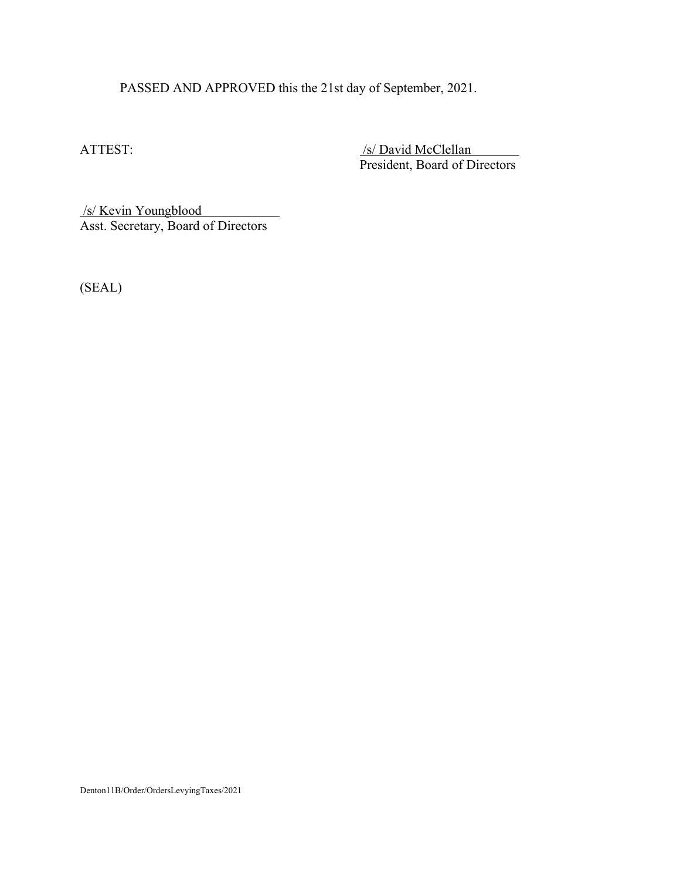PASSED AND APPROVED this the 21st day of September, 2021.

ATTEST:

/s/ David McClellan
President, Board of Directors

/s/ Kevin Youngblood
Asst. Secretary, Board of Directors

(SEAL)

Denton11B/Order/OrdersLevyingTaxes/2021